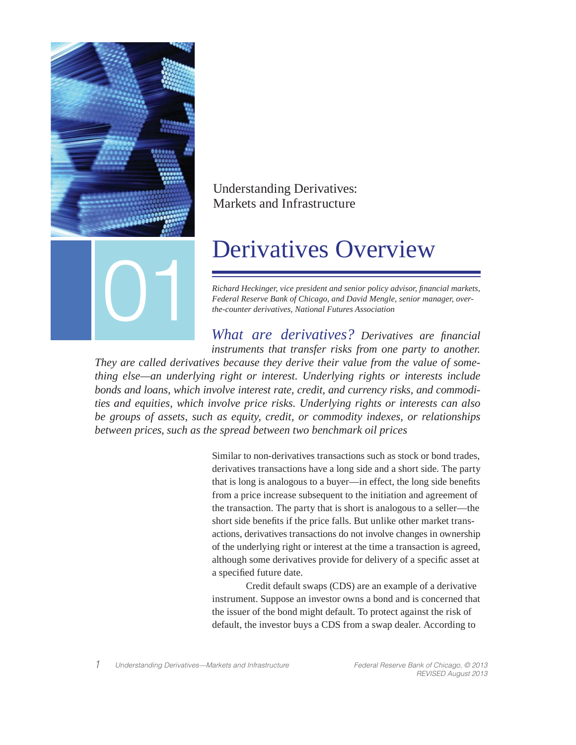Understanding Derivatives: Markets and Infrastructure

01

# Derivatives Overview

*Richard Heckinger, vice president and senior policy advisor, financial markets, Federal Reserve Bank of Chicago, and David Mengle, senior manager, over-the-counter derivatives, National Futures Association*

*What are derivatives? Derivatives are financial instruments that transfer risks from one party to another. They are called derivatives because they derive their value from the value of something else—an underlying right or interest. Underlying rights or interests include bonds and loans, which involve interest rate, credit, and currency risks, and commodities and equities, which involve price risks. Underlying rights or interests can also be groups of assets, such as equity, credit, or commodity indexes, or relationships between prices, such as the spread between two benchmark oil prices*

Similar to non-derivatives transactions such as stock or bond trades, derivatives transactions have a long side and a short side. The party that is long is analogous to a buyer—in effect, the long side benefits from a price increase subsequent to the initiation and agreement of the transaction. The party that is short is analogous to a seller—the short side benefits if the price falls. But unlike other market transactions, derivatives transactions do not involve changes in ownership of the underlying right or interest at the time a transaction is agreed, although some derivatives provide for delivery of a specific asset at a specified future date.

Credit default swaps (CDS) are an example of a derivative instrument. Suppose an investor owns a bond and is concerned that the issuer of the bond might default. To protect against the risk of default, the investor buys a CDS from a swap dealer. According to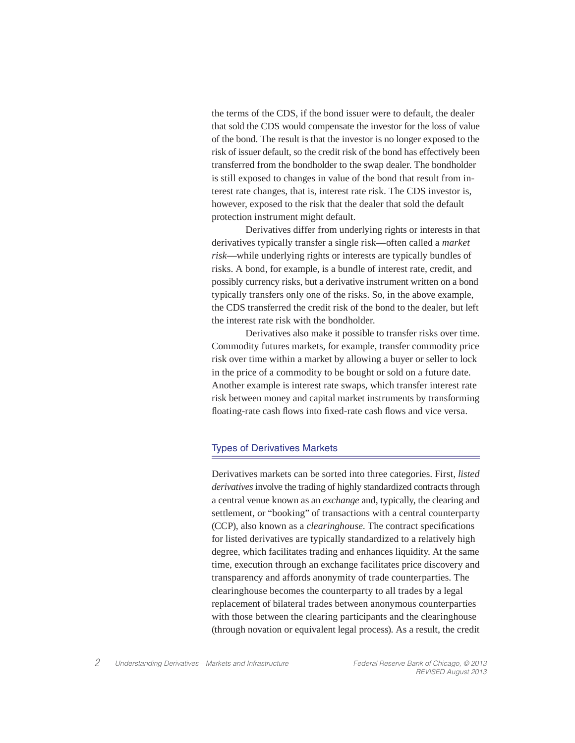the terms of the CDS, if the bond issuer were to default, the dealer that sold the CDS would compensate the investor for the loss of value of the bond. The result is that the investor is no longer exposed to the risk of issuer default, so the credit risk of the bond has effectively been transferred from the bondholder to the swap dealer. The bondholder is still exposed to changes in value of the bond that result from interest rate changes, that is, interest rate risk. The CDS investor is, however, exposed to the risk that the dealer that sold the default protection instrument might default.

Derivatives differ from underlying rights or interests in that derivatives typically transfer a single risk—often called a *market risk*—while underlying rights or interests are typically bundles of risks. A bond, for example, is a bundle of interest rate, credit, and possibly currency risks, but a derivative instrument written on a bond typically transfers only one of the risks. So, in the above example, the CDS transferred the credit risk of the bond to the dealer, but left the interest rate risk with the bondholder.

Derivatives also make it possible to transfer risks over time. Commodity futures markets, for example, transfer commodity price risk over time within a market by allowing a buyer or seller to lock in the price of a commodity to be bought or sold on a future date. Another example is interest rate swaps, which transfer interest rate risk between money and capital market instruments by transforming floating-rate cash flows into fixed-rate cash flows and vice versa.

## Types of Derivatives Markets

Derivatives markets can be sorted into three categories. First, *listed derivatives* involve the trading of highly standardized contracts through a central venue known as an *exchange* and, typically, the clearing and settlement, or "booking" of transactions with a central counterparty (CCP), also known as a *clearinghouse*. The contract specifications for listed derivatives are typically standardized to a relatively high degree, which facilitates trading and enhances liquidity. At the same time, execution through an exchange facilitates price discovery and transparency and affords anonymity of trade counterparties. The clearinghouse becomes the counterparty to all trades by a legal replacement of bilateral trades between anonymous counterparties with those between the clearing participants and the clearinghouse (through novation or equivalent legal process). As a result, the credit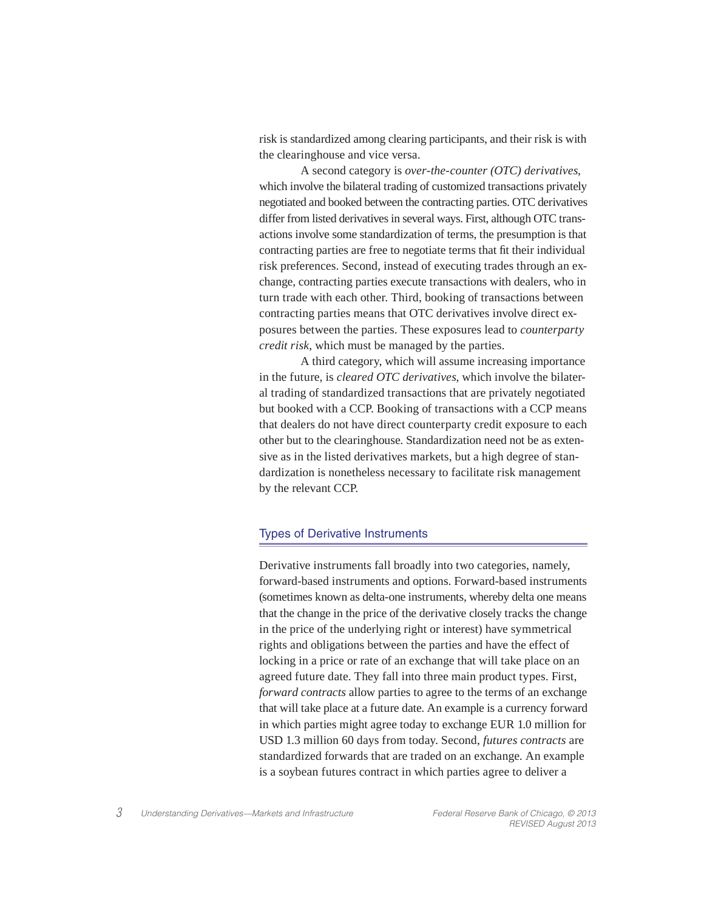risk is standardized among clearing participants, and their risk is with the clearinghouse and vice versa.

A second category is *over-the-counter (OTC) derivatives*, which involve the bilateral trading of customized transactions privately negotiated and booked between the contracting parties. OTC derivatives differ from listed derivatives in several ways. First, although OTC transactions involve some standardization of terms, the presumption is that contracting parties are free to negotiate terms that fit their individual risk preferences. Second, instead of executing trades through an exchange, contracting parties execute transactions with dealers, who in turn trade with each other. Third, booking of transactions between contracting parties means that OTC derivatives involve direct exposures between the parties. These exposures lead to *counterparty credit risk*, which must be managed by the parties.

A third category, which will assume increasing importance in the future, is *cleared OTC derivatives*, which involve the bilateral trading of standardized transactions that are privately negotiated but booked with a CCP. Booking of transactions with a CCP means that dealers do not have direct counterparty credit exposure to each other but to the clearinghouse. Standardization need not be as extensive as in the listed derivatives markets, but a high degree of standardization is nonetheless necessary to facilitate risk management by the relevant CCP.

## Types of Derivative Instruments

Derivative instruments fall broadly into two categories, namely, forward-based instruments and options. Forward-based instruments (sometimes known as delta-one instruments, whereby delta one means that the change in the price of the derivative closely tracks the change in the price of the underlying right or interest) have symmetrical rights and obligations between the parties and have the effect of locking in a price or rate of an exchange that will take place on an agreed future date. They fall into three main product types. First, *forward contracts* allow parties to agree to the terms of an exchange that will take place at a future date. An example is a currency forward in which parties might agree today to exchange EUR 1.0 million for USD 1.3 million 60 days from today. Second, *futures contracts* are standardized forwards that are traded on an exchange. An example is a soybean futures contract in which parties agree to deliver a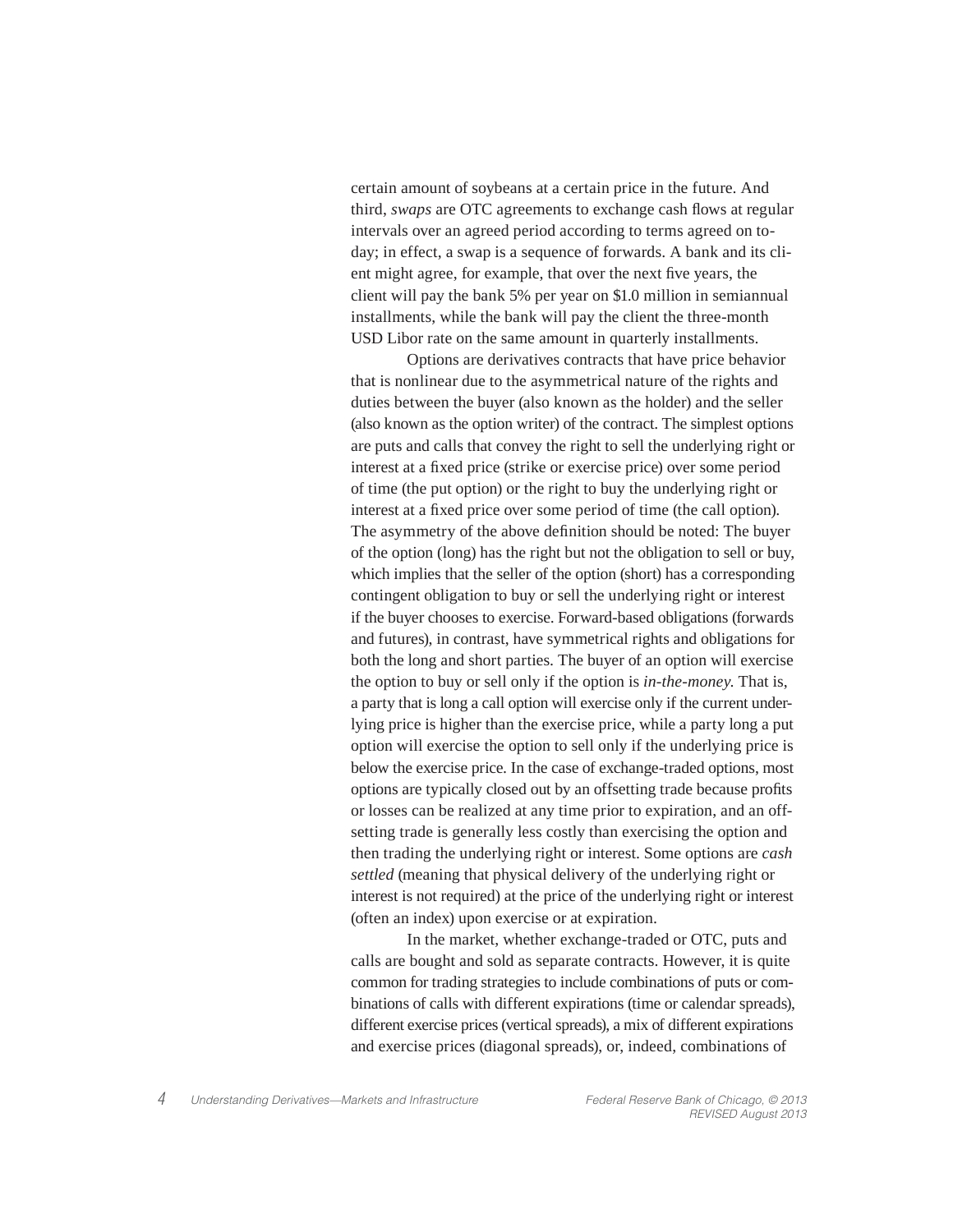certain amount of soybeans at a certain price in the future. And third, *swaps* are OTC agreements to exchange cash flows at regular intervals over an agreed period according to terms agreed on today; in effect, a swap is a sequence of forwards. A bank and its client might agree, for example, that over the next five years, the client will pay the bank 5% per year on $1.0 million in semiannual installments, while the bank will pay the client the three-month USD Libor rate on the same amount in quarterly installments.

Options are derivatives contracts that have price behavior that is nonlinear due to the asymmetrical nature of the rights and duties between the buyer (also known as the holder) and the seller (also known as the option writer) of the contract. The simplest options are puts and calls that convey the right to sell the underlying right or interest at a fixed price (strike or exercise price) over some period of time (the put option) or the right to buy the underlying right or interest at a fixed price over some period of time (the call option). The asymmetry of the above definition should be noted: The buyer of the option (long) has the right but not the obligation to sell or buy, which implies that the seller of the option (short) has a corresponding contingent obligation to buy or sell the underlying right or interest if the buyer chooses to exercise. Forward-based obligations (forwards and futures), in contrast, have symmetrical rights and obligations for both the long and short parties. The buyer of an option will exercise the option to buy or sell only if the option is *in-the-money*. That is, a party that is long a call option will exercise only if the current underlying price is higher than the exercise price, while a party long a put option will exercise the option to sell only if the underlying price is below the exercise price. In the case of exchange-traded options, most options are typically closed out by an offsetting trade because profits or losses can be realized at any time prior to expiration, and an offsetting trade is generally less costly than exercising the option and then trading the underlying right or interest. Some options are *cash settled* (meaning that physical delivery of the underlying right or interest is not required) at the price of the underlying right or interest (often an index) upon exercise or at expiration.

In the market, whether exchange-traded or OTC, puts and calls are bought and sold as separate contracts. However, it is quite common for trading strategies to include combinations of puts or combinations of calls with different expirations (time or calendar spreads), different exercise prices (vertical spreads), a mix of different expirations and exercise prices (diagonal spreads), or, indeed, combinations of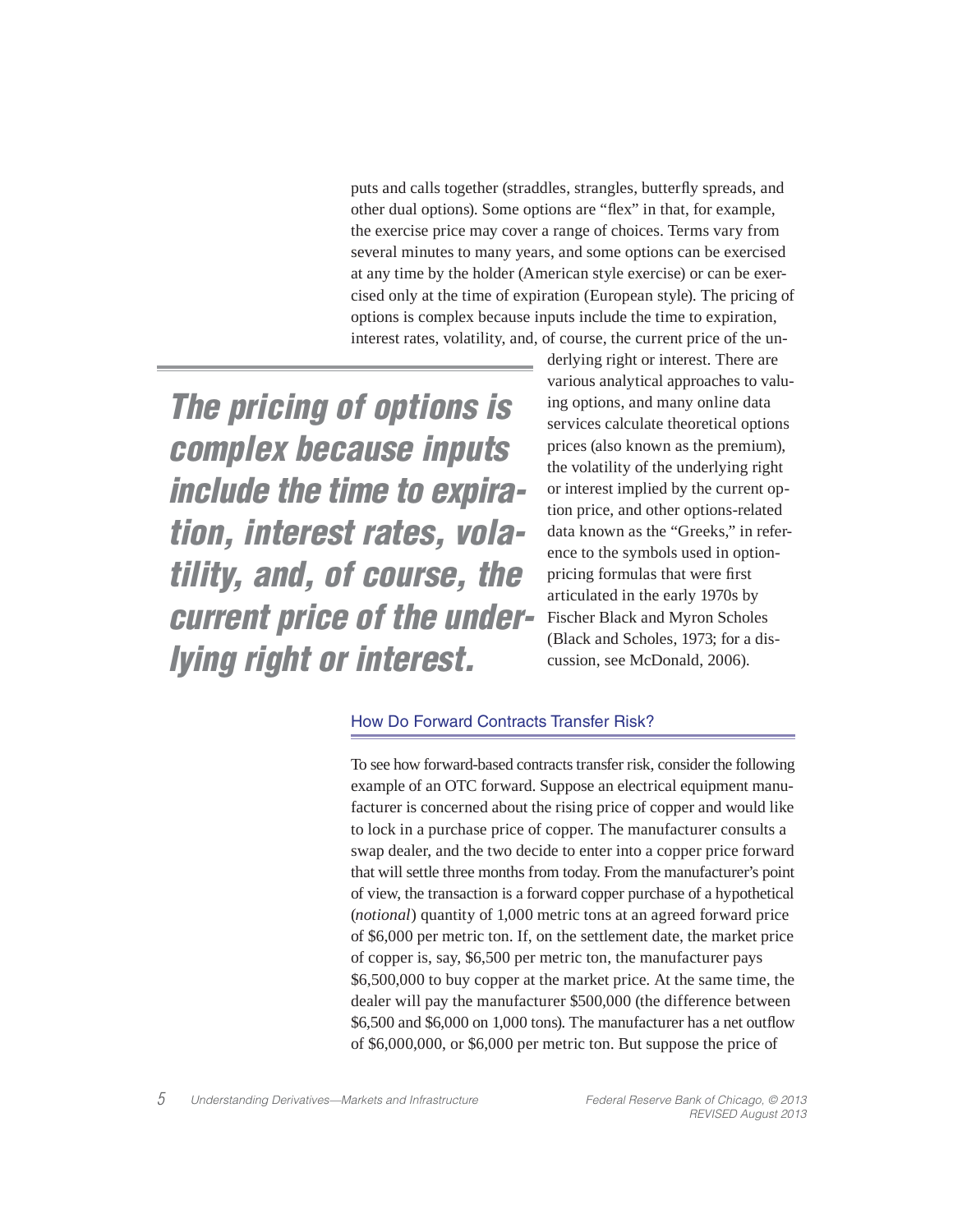puts and calls together (straddles, strangles, butterfly spreads, and other dual options). Some options are "flex" in that, for example, the exercise price may cover a range of choices. Terms vary from several minutes to many years, and some options can be exercised at any time by the holder (American style exercise) or can be exercised only at the time of expiration (European style). The pricing of options is complex because inputs include the time to expiration, interest rates, volatility, and, of course, the current price of the underlying right or interest. There are various analytical approaches to valuing options, and many online data services calculate theoretical options prices (also known as the premium), the volatility of the underlying right or interest implied by the current option price, and other options-related data known as the "Greeks," in reference to the symbols used in option-pricing formulas that were first articulated in the early 1970s by Fischer Black and Myron Scholes (Black and Scholes, 1973; for a discussion, see McDonald, 2006).

> ***The pricing of options is complex because inputs include the time to expiration, interest rates, volatility, and, of course, the current price of the underlying right or interest.***

### How Do Forward Contracts Transfer Risk?

To see how forward-based contracts transfer risk, consider the following example of an OTC forward. Suppose an electrical equipment manufacturer is concerned about the rising price of copper and would like to lock in a purchase price of copper. The manufacturer consults a swap dealer, and the two decide to enter into a copper price forward that will settle three months from today. From the manufacturer's point of view, the transaction is a forward copper purchase of a hypothetical (*notional*) quantity of 1,000 metric tons at an agreed forward price of $6,000 per metric ton. If, on the settlement date, the market price of copper is, say, $6,500 per metric ton, the manufacturer pays $6,500,000 to buy copper at the market price. At the same time, the dealer will pay the manufacturer $500,000 (the difference between $6,500 and $6,000 on 1,000 tons). The manufacturer has a net outflow of $6,000,000, or $6,000 per metric ton. But suppose the price of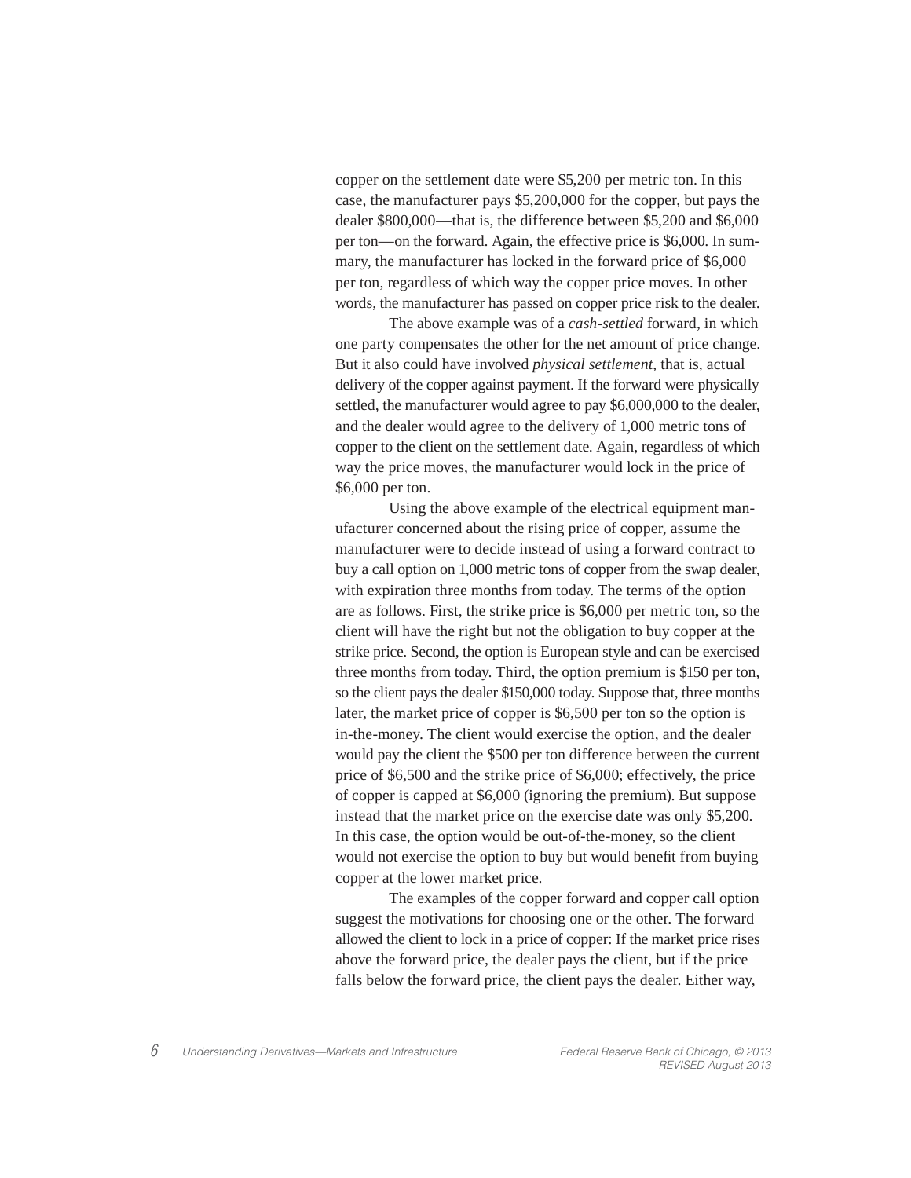copper on the settlement date were $5,200 per metric ton. In this case, the manufacturer pays $5,200,000 for the copper, but pays the dealer $800,000—that is, the difference between $5,200 and $6,000 per ton—on the forward. Again, the effective price is $6,000. In summary, the manufacturer has locked in the forward price of $6,000 per ton, regardless of which way the copper price moves. In other words, the manufacturer has passed on copper price risk to the dealer.

The above example was of a *cash-settled* forward, in which one party compensates the other for the net amount of price change. But it also could have involved *physical settlement*, that is, actual delivery of the copper against payment. If the forward were physically settled, the manufacturer would agree to pay $6,000,000 to the dealer, and the dealer would agree to the delivery of 1,000 metric tons of copper to the client on the settlement date. Again, regardless of which way the price moves, the manufacturer would lock in the price of $6,000 per ton.

Using the above example of the electrical equipment manufacturer concerned about the rising price of copper, assume the manufacturer were to decide instead of using a forward contract to buy a call option on 1,000 metric tons of copper from the swap dealer, with expiration three months from today. The terms of the option are as follows. First, the strike price is $6,000 per metric ton, so the client will have the right but not the obligation to buy copper at the strike price. Second, the option is European style and can be exercised three months from today. Third, the option premium is $150 per ton, so the client pays the dealer $150,000 today. Suppose that, three months later, the market price of copper is $6,500 per ton so the option is in-the-money. The client would exercise the option, and the dealer would pay the client the $500 per ton difference between the current price of $6,500 and the strike price of $6,000; effectively, the price of copper is capped at $6,000 (ignoring the premium). But suppose instead that the market price on the exercise date was only $5,200. In this case, the option would be out-of-the-money, so the client would not exercise the option to buy but would benefit from buying copper at the lower market price.

The examples of the copper forward and copper call option suggest the motivations for choosing one or the other. The forward allowed the client to lock in a price of copper: If the market price rises above the forward price, the dealer pays the client, but if the price falls below the forward price, the client pays the dealer. Either way,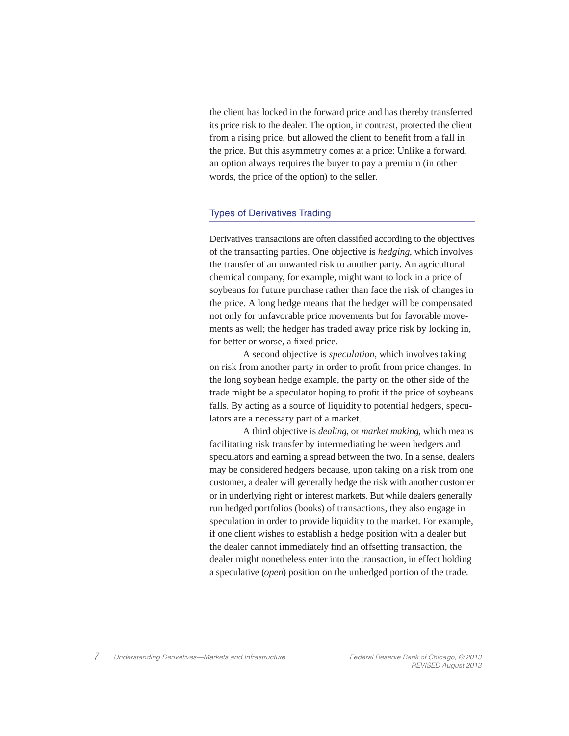the client has locked in the forward price and has thereby transferred its price risk to the dealer. The option, in contrast, protected the client from a rising price, but allowed the client to benefit from a fall in the price. But this asymmetry comes at a price: Unlike a forward, an option always requires the buyer to pay a premium (in other words, the price of the option) to the seller.

## Types of Derivatives Trading

Derivatives transactions are often classified according to the objectives of the transacting parties. One objective is *hedging*, which involves the transfer of an unwanted risk to another party. An agricultural chemical company, for example, might want to lock in a price of soybeans for future purchase rather than face the risk of changes in the price. A long hedge means that the hedger will be compensated not only for unfavorable price movements but for favorable movements as well; the hedger has traded away price risk by locking in, for better or worse, a fixed price.

A second objective is *speculation*, which involves taking on risk from another party in order to profit from price changes. In the long soybean hedge example, the party on the other side of the trade might be a speculator hoping to profit if the price of soybeans falls. By acting as a source of liquidity to potential hedgers, speculators are a necessary part of a market.

A third objective is *dealing*, or *market making*, which means facilitating risk transfer by intermediating between hedgers and speculators and earning a spread between the two. In a sense, dealers may be considered hedgers because, upon taking on a risk from one customer, a dealer will generally hedge the risk with another customer or in underlying right or interest markets. But while dealers generally run hedged portfolios (books) of transactions, they also engage in speculation in order to provide liquidity to the market. For example, if one client wishes to establish a hedge position with a dealer but the dealer cannot immediately find an offsetting transaction, the dealer might nonetheless enter into the transaction, in effect holding a speculative (*open*) position on the unhedged portion of the trade.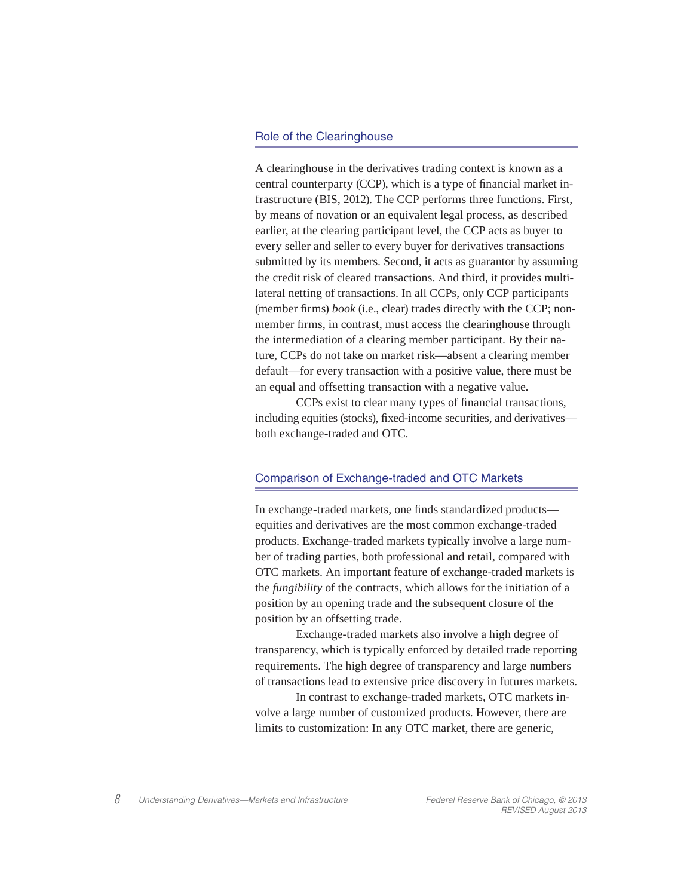## Role of the Clearinghouse

A clearinghouse in the derivatives trading context is known as a central counterparty (CCP), which is a type of financial market infrastructure (BIS, 2012). The CCP performs three functions. First, by means of novation or an equivalent legal process, as described earlier, at the clearing participant level, the CCP acts as buyer to every seller and seller to every buyer for derivatives transactions submitted by its members. Second, it acts as guarantor by assuming the credit risk of cleared transactions. And third, it provides multilateral netting of transactions. In all CCPs, only CCP participants (member firms) *book* (i.e., clear) trades directly with the CCP; nonmember firms, in contrast, must access the clearinghouse through the intermediation of a clearing member participant. By their nature, CCPs do not take on market risk—absent a clearing member default—for every transaction with a positive value, there must be an equal and offsetting transaction with a negative value.

CCPs exist to clear many types of financial transactions, including equities (stocks), fixed-income securities, and derivatives—both exchange-traded and OTC.

## Comparison of Exchange-traded and OTC Markets

In exchange-traded markets, one finds standardized products—equities and derivatives are the most common exchange-traded products. Exchange-traded markets typically involve a large number of trading parties, both professional and retail, compared with OTC markets. An important feature of exchange-traded markets is the *fungibility* of the contracts, which allows for the initiation of a position by an opening trade and the subsequent closure of the position by an offsetting trade.

Exchange-traded markets also involve a high degree of transparency, which is typically enforced by detailed trade reporting requirements. The high degree of transparency and large numbers of transactions lead to extensive price discovery in futures markets.

In contrast to exchange-traded markets, OTC markets involve a large number of customized products. However, there are limits to customization: In any OTC market, there are generic,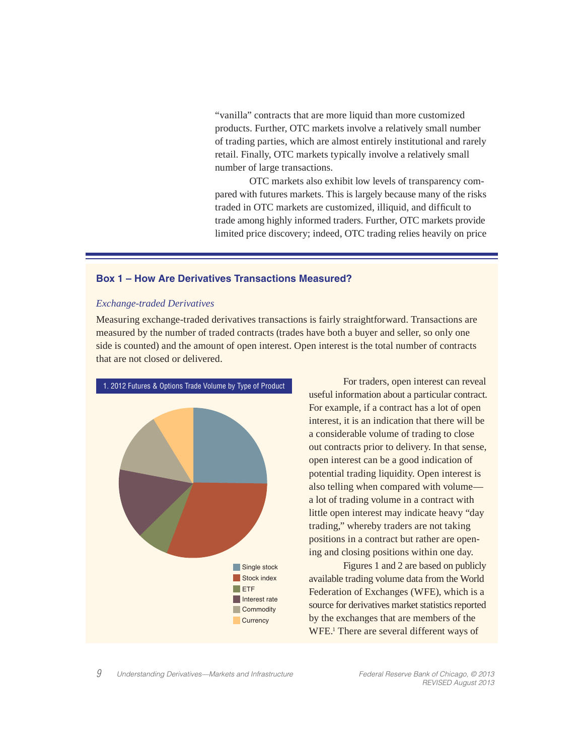"vanilla" contracts that are more liquid than more customized products. Further, OTC markets involve a relatively small number of trading parties, which are almost entirely institutional and rarely retail. Finally, OTC markets typically involve a relatively small number of large transactions.

OTC markets also exhibit low levels of transparency compared with futures markets. This is largely because many of the risks traded in OTC markets are customized, illiquid, and difficult to trade among highly informed traders. Further, OTC markets provide limited price discovery; indeed, OTC trading relies heavily on price

### Box 1 – How Are Derivatives Transactions Measured?

*Exchange-traded Derivatives*

Measuring exchange-traded derivatives transactions is fairly straightforward. Transactions are measured by the number of traded contracts (trades have both a buyer and seller, so only one side is counted) and the amount of open interest. Open interest is the total number of contracts that are not closed or delivered.

1. 2012 Futures & Options Trade Volume by Type of Product

- Single stock
- Stock index
- ETF
- Interest rate
- Commodity
- Currency

For traders, open interest can reveal useful information about a particular contract. For example, if a contract has a lot of open interest, it is an indication that there will be a considerable volume of trading to close out contracts prior to delivery. In that sense, open interest can be a good indication of potential trading liquidity. Open interest is also telling when compared with volume—a lot of trading volume in a contract with little open interest may indicate heavy "day trading," whereby traders are not taking positions in a contract but rather are opening and closing positions within one day.

Figures 1 and 2 are based on publicly available trading volume data from the World Federation of Exchanges (WFE), which is a source for derivatives market statistics reported by the exchanges that are members of the WFE.[1] There are several different ways of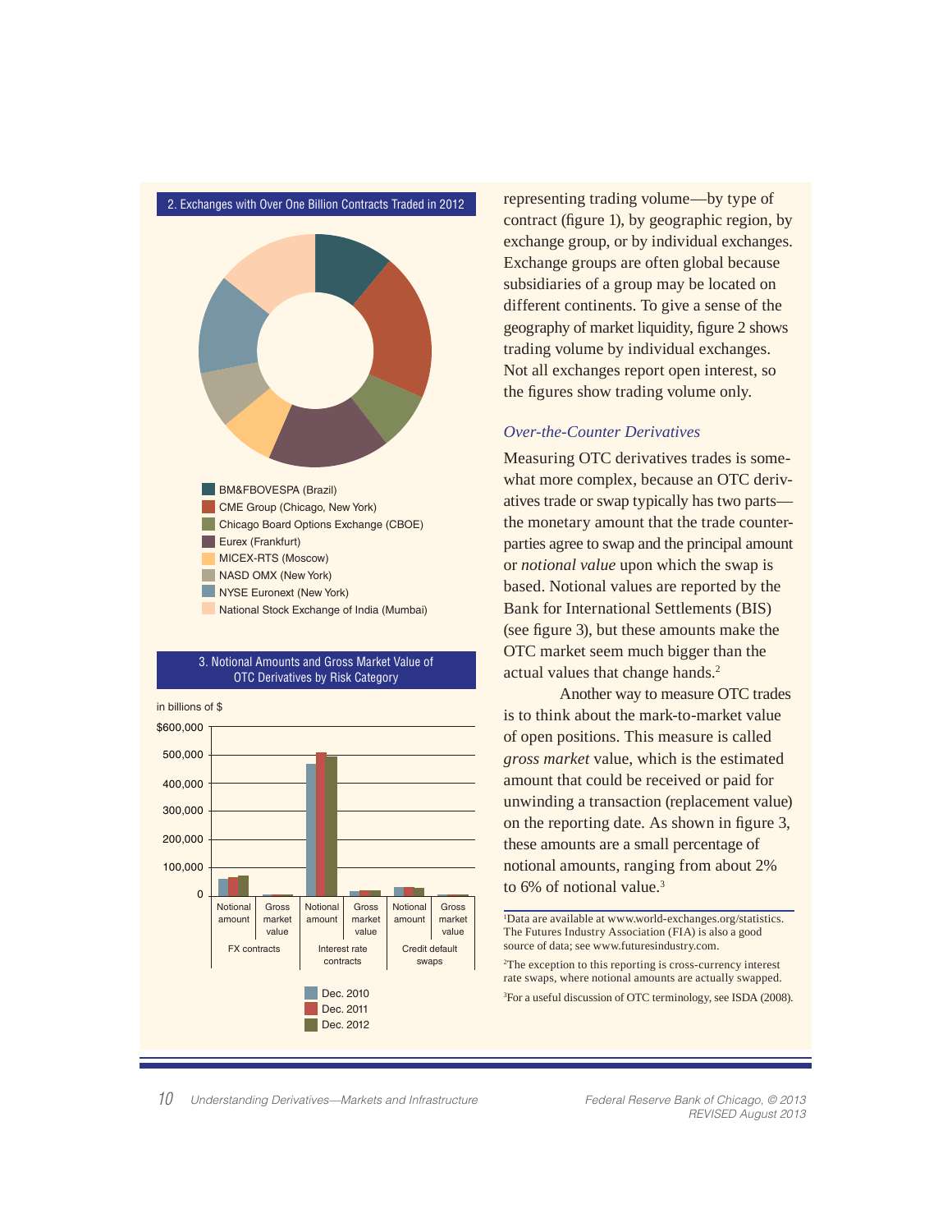**2. Exchanges with Over One Billion Contracts Traded in 2012**

- BM&FBOVESPA (Brazil)
- CME Group (Chicago, New York)
- Chicago Board Options Exchange (CBOE)
- Eurex (Frankfurt)
- MICEX-RTS (Moscow)
- NASD OMX (New York)
- NYSE Euronext (New York)
- National Stock Exchange of India (Mumbai)

**3. Notional Amounts and Gross Market Value of OTC Derivatives by Risk Category**

in billions of $

Categories: FX contracts (Notional amount, Gross market value); Interest rate contracts (Notional amount, Gross market value); Credit default swaps (Notional amount, Gross market value)

Legend: Dec. 2010, Dec. 2011, Dec. 2012

representing trading volume—by type of contract (figure 1), by geographic region, by exchange group, or by individual exchanges. Exchange groups are often global because subsidiaries of a group may be located on different continents. To give a sense of the geography of market liquidity, figure 2 shows trading volume by individual exchanges. Not all exchanges report open interest, so the figures show trading volume only.

### *Over-the-Counter Derivatives*

Measuring OTC derivatives trades is somewhat more complex, because an OTC derivatives trade or swap typically has two parts—the monetary amount that the trade counterparties agree to swap and the principal amount or *notional value* upon which the swap is based. Notional values are reported by the Bank for International Settlements (BIS) (see figure 3), but these amounts make the OTC market seem much bigger than the actual values that change hands.[2]

Another way to measure OTC trades is to think about the mark-to-market value of open positions. This measure is called *gross market* value, which is the estimated amount that could be received or paid for unwinding a transaction (replacement value) on the reporting date. As shown in figure 3, these amounts are a small percentage of notional amounts, ranging from about 2% to 6% of notional value.[3]

---

[1]Data are available at www.world-exchanges.org/statistics. The Futures Industry Association (FIA) is also a good source of data; see www.futuresindustry.com.

[2]The exception to this reporting is cross-currency interest rate swaps, where notional amounts are actually swapped.

[3]For a useful discussion of OTC terminology, see ISDA (2008).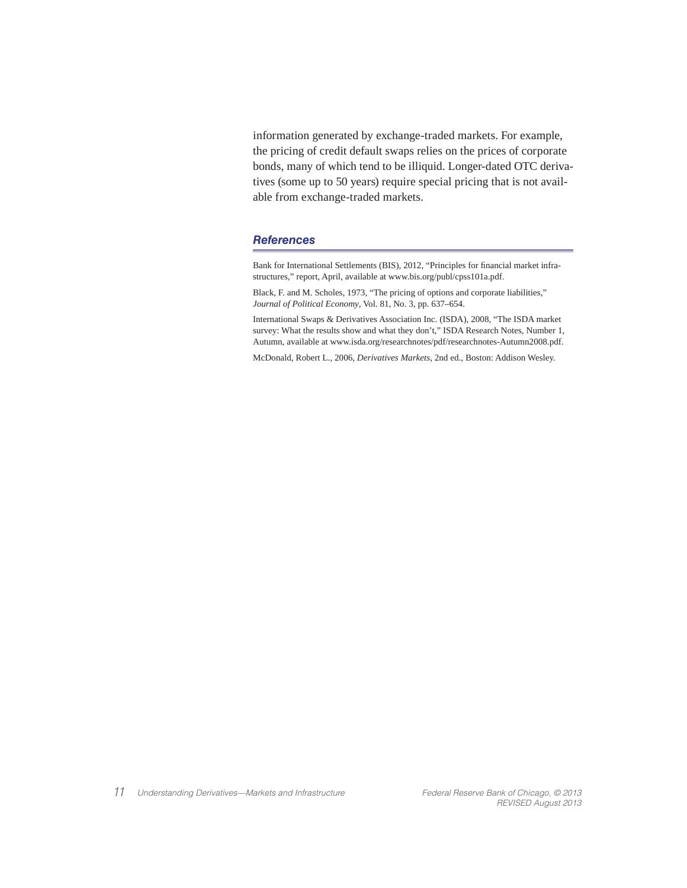information generated by exchange-traded markets. For example, the pricing of credit default swaps relies on the prices of corporate bonds, many of which tend to be illiquid. Longer-dated OTC derivatives (some up to 50 years) require special pricing that is not available from exchange-traded markets.

## References

Bank for International Settlements (BIS), 2012, "Principles for financial market infrastructures," report, April, available at www.bis.org/publ/cpss101a.pdf.

Black, F. and M. Scholes, 1973, "The pricing of options and corporate liabilities," *Journal of Political Economy*, Vol. 81, No. 3, pp. 637–654.

International Swaps & Derivatives Association Inc. (ISDA), 2008, "The ISDA market survey: What the results show and what they don't," ISDA Research Notes, Number 1, Autumn, available at www.isda.org/researchnotes/pdf/researchnotes-Autumn2008.pdf.

McDonald, Robert L., 2006, *Derivatives Markets*, 2nd ed., Boston: Addison Wesley.